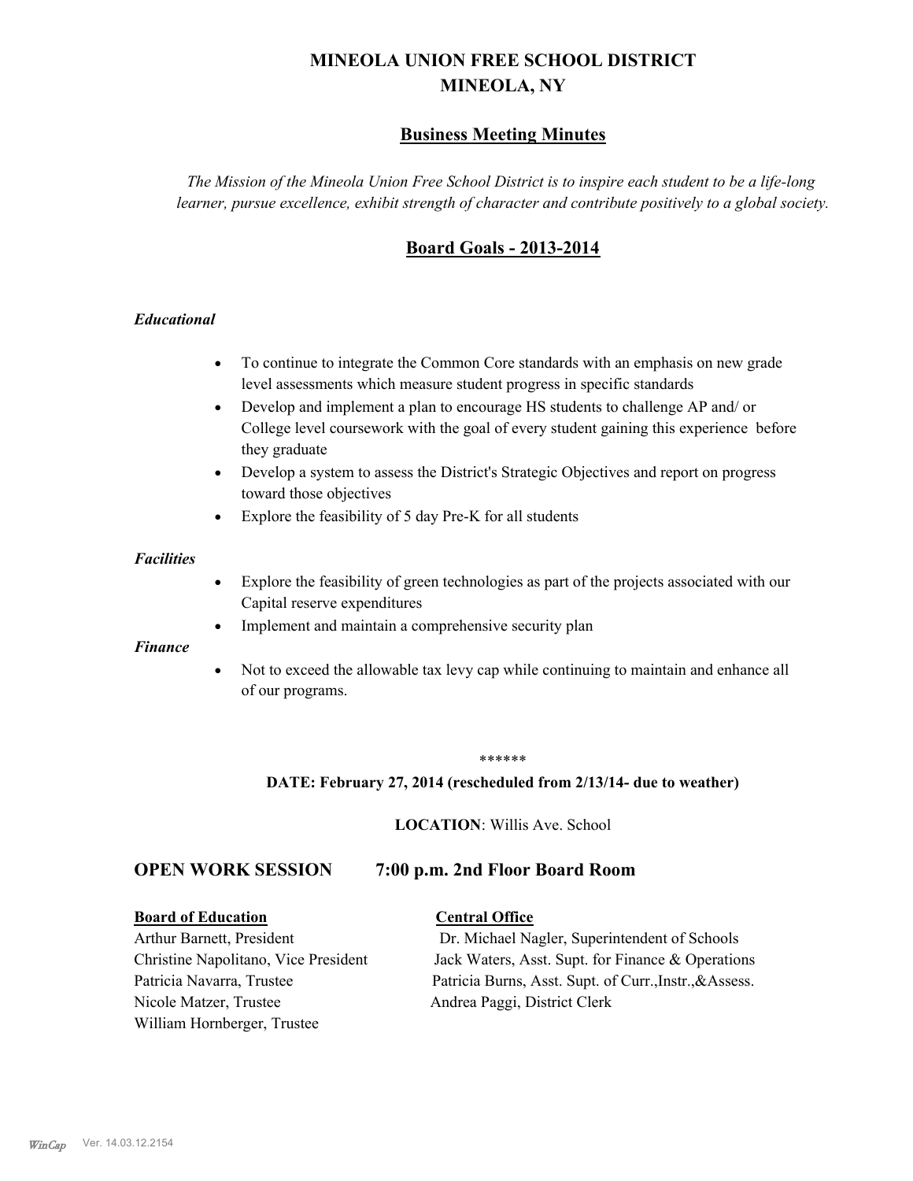# MINEOLA UNION FREE SCHOOL DISTRICT
# MINEOLA, NY

## Business Meeting Minutes

*The Mission of the Mineola Union Free School District is to inspire each student to be a life-long learner, pursue excellence, exhibit strength of character and contribute positively to a global society.*

## Board Goals - 2013-2014

### *Educational*

- To continue to integrate the Common Core standards with an emphasis on new grade level assessments which measure student progress in specific standards
- Develop and implement a plan to encourage HS students to challenge AP and/ or College level coursework with the goal of every student gaining this experience before they graduate
- Develop a system to assess the District's Strategic Objectives and report on progress toward those objectives
- Explore the feasibility of 5 day Pre-K for all students

### *Facilities*

- Explore the feasibility of green technologies as part of the projects associated with our Capital reserve expenditures
- Implement and maintain a comprehensive security plan

### *Finance*

- Not to exceed the allowable tax levy cap while continuing to maintain and enhance all of our programs.

******

**DATE: February 27, 2014 (rescheduled from 2/13/14- due to weather)**

**LOCATION**: Willis Ave. School

## OPEN WORK SESSION 7:00 p.m. 2nd Floor Board Room

**Board of Education**
Arthur Barnett, President
Christine Napolitano, Vice President
Patricia Navarra, Trustee
Nicole Matzer, Trustee
William Hornberger, Trustee

**Central Office**
Dr. Michael Nagler, Superintendent of Schools
Jack Waters, Asst. Supt. for Finance & Operations
Patricia Burns, Asst. Supt. of Curr.,Instr.,&Assess.
Andrea Paggi, District Clerk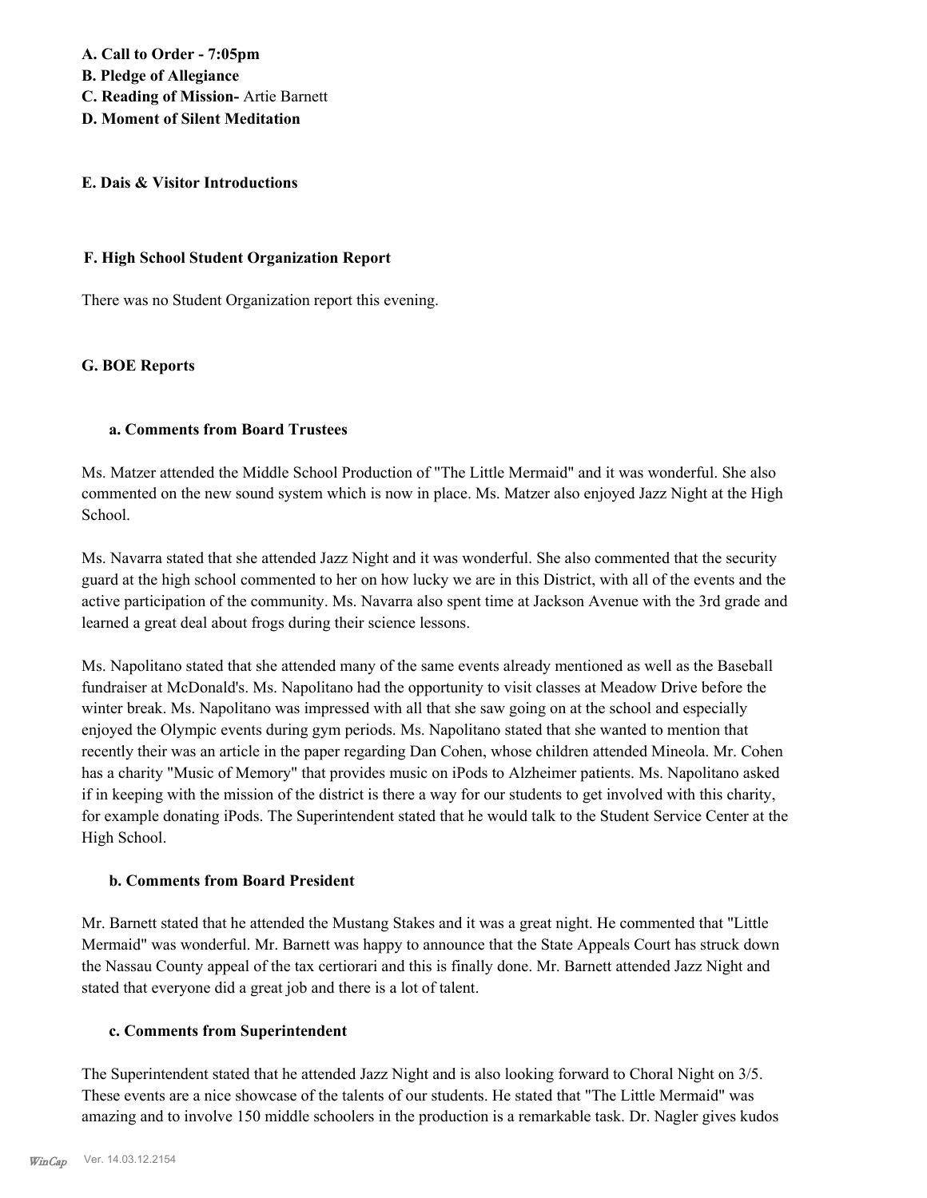**A. Call to Order - 7:05pm**
**B. Pledge of Allegiance**
**C. Reading of Mission-** Artie Barnett
**D. Moment of Silent Meditation**

**E. Dais & Visitor Introductions**

**F. High School Student Organization Report**

There was no Student Organization report this evening.

**G. BOE Reports**

**a. Comments from Board Trustees**

Ms. Matzer attended the Middle School Production of "The Little Mermaid" and it was wonderful. She also commented on the new sound system which is now in place. Ms. Matzer also enjoyed Jazz Night at the High School.

Ms. Navarra stated that she attended Jazz Night and it was wonderful. She also commented that the security guard at the high school commented to her on how lucky we are in this District, with all of the events and the active participation of the community. Ms. Navarra also spent time at Jackson Avenue with the 3rd grade and learned a great deal about frogs during their science lessons.

Ms. Napolitano stated that she attended many of the same events already mentioned as well as the Baseball fundraiser at McDonald's. Ms. Napolitano had the opportunity to visit classes at Meadow Drive before the winter break. Ms. Napolitano was impressed with all that she saw going on at the school and especially enjoyed the Olympic events during gym periods. Ms. Napolitano stated that she wanted to mention that recently their was an article in the paper regarding Dan Cohen, whose children attended Mineola. Mr. Cohen has a charity "Music of Memory" that provides music on iPods to Alzheimer patients. Ms. Napolitano asked if in keeping with the mission of the district is there a way for our students to get involved with this charity, for example donating iPods. The Superintendent stated that he would talk to the Student Service Center at the High School.

**b. Comments from Board President**

Mr. Barnett stated that he attended the Mustang Stakes and it was a great night. He commented that "Little Mermaid" was wonderful. Mr. Barnett was happy to announce that the State Appeals Court has struck down the Nassau County appeal of the tax certiorari and this is finally done. Mr. Barnett attended Jazz Night and stated that everyone did a great job and there is a lot of talent.

**c. Comments from Superintendent**

The Superintendent stated that he attended Jazz Night and is also looking forward to Choral Night on 3/5. These events are a nice showcase of the talents of our students. He stated that "The Little Mermaid" was amazing and to involve 150 middle schoolers in the production is a remarkable task. Dr. Nagler gives kudos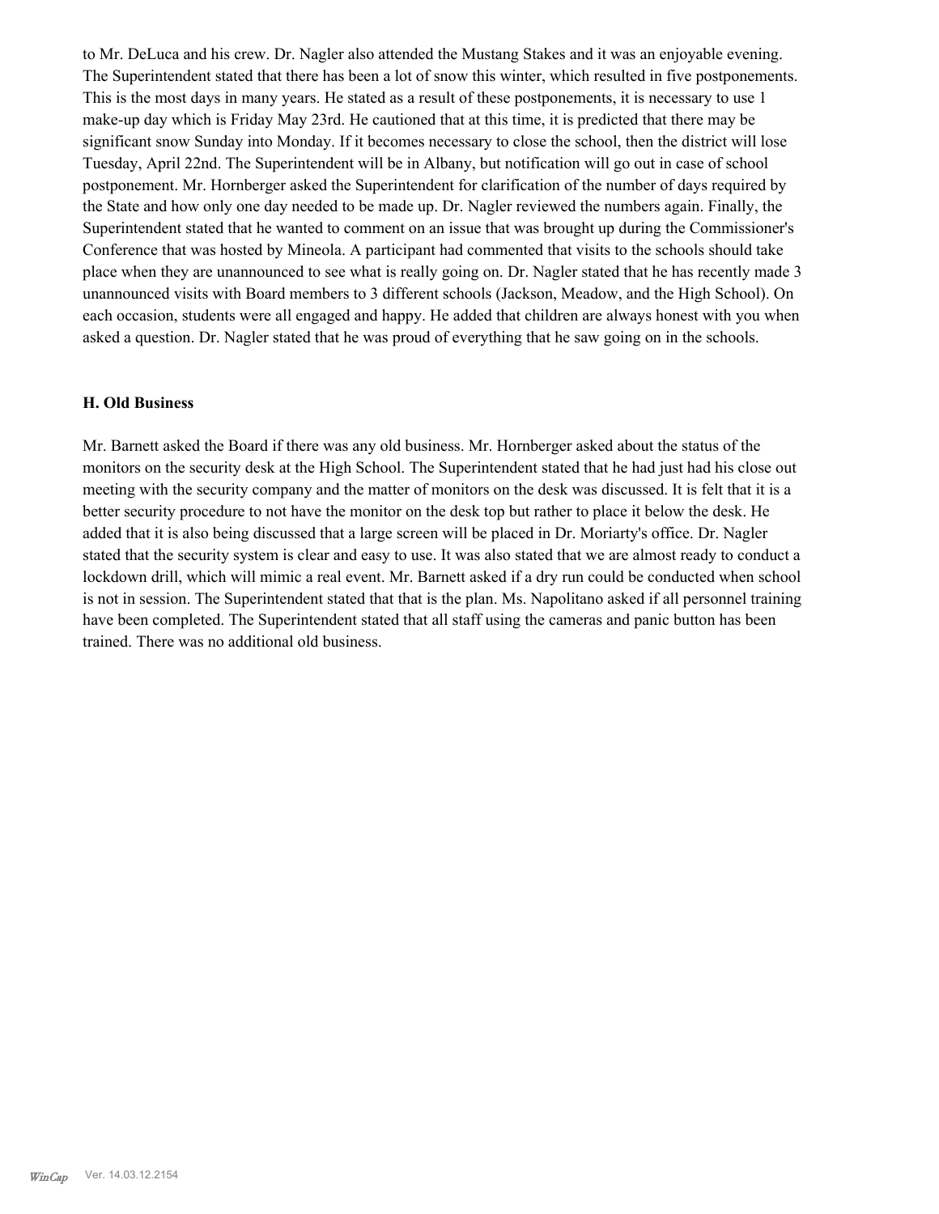to Mr. DeLuca and his crew. Dr. Nagler also attended the Mustang Stakes and it was an enjoyable evening. The Superintendent stated that there has been a lot of snow this winter, which resulted in five postponements. This is the most days in many years. He stated as a result of these postponements, it is necessary to use 1 make-up day which is Friday May 23rd. He cautioned that at this time, it is predicted that there may be significant snow Sunday into Monday. If it becomes necessary to close the school, then the district will lose Tuesday, April 22nd. The Superintendent will be in Albany, but notification will go out in case of school postponement. Mr. Hornberger asked the Superintendent for clarification of the number of days required by the State and how only one day needed to be made up. Dr. Nagler reviewed the numbers again. Finally, the Superintendent stated that he wanted to comment on an issue that was brought up during the Commissioner's Conference that was hosted by Mineola. A participant had commented that visits to the schools should take place when they are unannounced to see what is really going on. Dr. Nagler stated that he has recently made 3 unannounced visits with Board members to 3 different schools (Jackson, Meadow, and the High School). On each occasion, students were all engaged and happy. He added that children are always honest with you when asked a question. Dr. Nagler stated that he was proud of everything that he saw going on in the schools.

### H. Old Business

Mr. Barnett asked the Board if there was any old business. Mr. Hornberger asked about the status of the monitors on the security desk at the High School. The Superintendent stated that he had just had his close out meeting with the security company and the matter of monitors on the desk was discussed. It is felt that it is a better security procedure to not have the monitor on the desk top but rather to place it below the desk. He added that it is also being discussed that a large screen will be placed in Dr. Moriarty's office. Dr. Nagler stated that the security system is clear and easy to use. It was also stated that we are almost ready to conduct a lockdown drill, which will mimic a real event. Mr. Barnett asked if a dry run could be conducted when school is not in session. The Superintendent stated that that is the plan. Ms. Napolitano asked if all personnel training have been completed. The Superintendent stated that all staff using the cameras and panic button has been trained. There was no additional old business.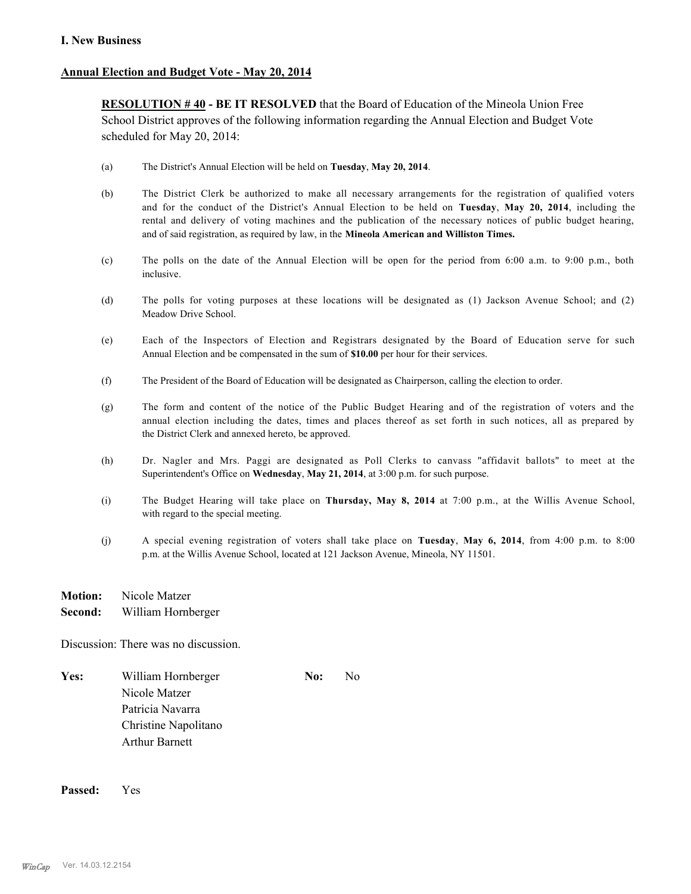## I. New Business

**Annual Election and Budget Vote - May 20, 2014**

**RESOLUTION # 40 - BE IT RESOLVED** that the Board of Education of the Mineola Union Free School District approves of the following information regarding the Annual Election and Budget Vote scheduled for May 20, 2014:

(a) The District's Annual Election will be held on **Tuesday**, **May 20, 2014**.

(b) The District Clerk be authorized to make all necessary arrangements for the registration of qualified voters and for the conduct of the District's Annual Election to be held on **Tuesday**, **May 20, 2014**, including the rental and delivery of voting machines and the publication of the necessary notices of public budget hearing, and of said registration, as required by law, in the **Mineola American and Williston Times.**

(c) The polls on the date of the Annual Election will be open for the period from 6:00 a.m. to 9:00 p.m., both inclusive.

(d) The polls for voting purposes at these locations will be designated as (1) Jackson Avenue School; and (2) Meadow Drive School.

(e) Each of the Inspectors of Election and Registrars designated by the Board of Education serve for such Annual Election and be compensated in the sum of **$10.00** per hour for their services.

(f) The President of the Board of Education will be designated as Chairperson, calling the election to order.

(g) The form and content of the notice of the Public Budget Hearing and of the registration of voters and the annual election including the dates, times and places thereof as set forth in such notices, all as prepared by the District Clerk and annexed hereto, be approved.

(h) Dr. Nagler and Mrs. Paggi are designated as Poll Clerks to canvass "affidavit ballots" to meet at the Superintendent's Office on **Wednesday**, **May 21, 2014**, at 3:00 p.m. for such purpose.

(i) The Budget Hearing will take place on **Thursday, May 8, 2014** at 7:00 p.m., at the Willis Avenue School, with regard to the special meeting.

(j) A special evening registration of voters shall take place on **Tuesday**, **May 6, 2014**, from 4:00 p.m. to 8:00 p.m. at the Willis Avenue School, located at 121 Jackson Avenue, Mineola, NY 11501.

**Motion:** Nicole Matzer
**Second:** William Hornberger

Discussion: There was no discussion.

**Yes:** William Hornberger
Nicole Matzer
Patricia Navarra
Christine Napolitano
Arthur Barnett

**No:** No

**Passed:** Yes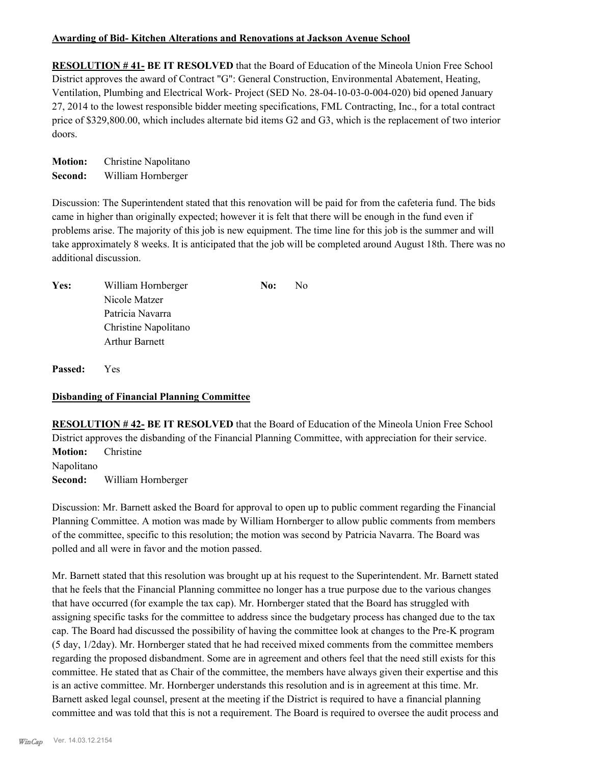**Awarding of Bid- Kitchen Alterations and Renovations at Jackson Avenue School**

**RESOLUTION # 41- BE IT RESOLVED** that the Board of Education of the Mineola Union Free School District approves the award of Contract "G": General Construction, Environmental Abatement, Heating, Ventilation, Plumbing and Electrical Work- Project (SED No. 28-04-10-03-0-004-020) bid opened January 27, 2014 to the lowest responsible bidder meeting specifications, FML Contracting, Inc., for a total contract price of $329,800.00, which includes alternate bid items G2 and G3, which is the replacement of two interior doors.

**Motion:** Christine Napolitano
**Second:** William Hornberger

Discussion: The Superintendent stated that this renovation will be paid for from the cafeteria fund. The bids came in higher than originally expected; however it is felt that there will be enough in the fund even if problems arise. The majority of this job is new equipment. The time line for this job is the summer and will take approximately 8 weeks. It is anticipated that the job will be completed around August 18th. There was no additional discussion.

| | | | |
|---|---|---|---|
| **Yes:** | William Hornberger | **No:** | No |
| | Nicole Matzer | | |
| | Patricia Navarra | | |
| | Christine Napolitano | | |
| | Arthur Barnett | | |

**Passed:** Yes

**Disbanding of Financial Planning Committee**

**RESOLUTION # 42- BE IT RESOLVED** that the Board of Education of the Mineola Union Free School District approves the disbanding of the Financial Planning Committee, with appreciation for their service.
**Motion:** Christine Napolitano
**Second:** William Hornberger

Discussion: Mr. Barnett asked the Board for approval to open up to public comment regarding the Financial Planning Committee. A motion was made by William Hornberger to allow public comments from members of the committee, specific to this resolution; the motion was second by Patricia Navarra. The Board was polled and all were in favor and the motion passed.

Mr. Barnett stated that this resolution was brought up at his request to the Superintendent. Mr. Barnett stated that he feels that the Financial Planning committee no longer has a true purpose due to the various changes that have occurred (for example the tax cap). Mr. Hornberger stated that the Board has struggled with assigning specific tasks for the committee to address since the budgetary process has changed due to the tax cap. The Board had discussed the possibility of having the committee look at changes to the Pre-K program (5 day, 1/2day). Mr. Hornberger stated that he had received mixed comments from the committee members regarding the proposed disbandment. Some are in agreement and others feel that the need still exists for this committee. He stated that as Chair of the committee, the members have always given their expertise and this is an active committee. Mr. Hornberger understands this resolution and is in agreement at this time. Mr. Barnett asked legal counsel, present at the meeting if the District is required to have a financial planning committee and was told that this is not a requirement. The Board is required to oversee the audit process and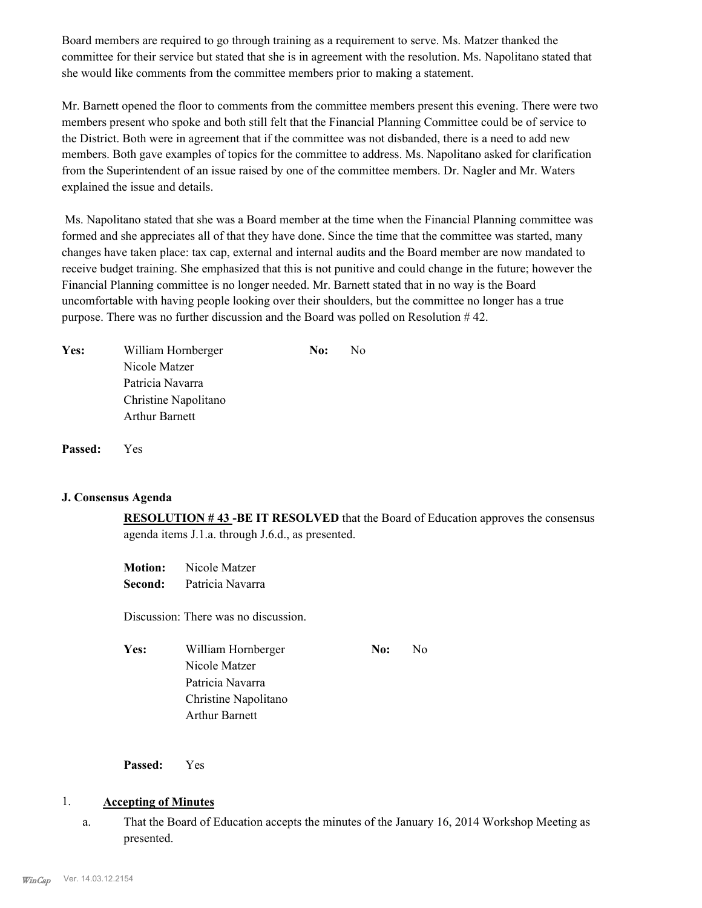Board members are required to go through training as a requirement to serve. Ms. Matzer thanked the committee for their service but stated that she is in agreement with the resolution. Ms. Napolitano stated that she would like comments from the committee members prior to making a statement.

Mr. Barnett opened the floor to comments from the committee members present this evening. There were two members present who spoke and both still felt that the Financial Planning Committee could be of service to the District. Both were in agreement that if the committee was not disbanded, there is a need to add new members. Both gave examples of topics for the committee to address. Ms. Napolitano asked for clarification from the Superintendent of an issue raised by one of the committee members. Dr. Nagler and Mr. Waters explained the issue and details.

Ms. Napolitano stated that she was a Board member at the time when the Financial Planning committee was formed and she appreciates all of that they have done. Since the time that the committee was started, many changes have taken place: tax cap, external and internal audits and the Board member are now mandated to receive budget training. She emphasized that this is not punitive and could change in the future; however the Financial Planning committee is no longer needed. Mr. Barnett stated that in no way is the Board uncomfortable with having people looking over their shoulders, but the committee no longer has a true purpose. There was no further discussion and the Board was polled on Resolution # 42.

**Yes:** William Hornberger  
Nicole Matzer  
Patricia Navarra  
Christine Napolitano  
Arthur Barnett

**No:** No

**Passed:** Yes

### J. Consensus Agenda

**RESOLUTION # 43 -BE IT RESOLVED** that the Board of Education approves the consensus agenda items J.1.a. through J.6.d., as presented.

**Motion:** Nicole Matzer  
**Second:** Patricia Navarra

Discussion: There was no discussion.

**Yes:** William Hornberger  
Nicole Matzer  
Patricia Navarra  
Christine Napolitano  
Arthur Barnett

**No:** No

**Passed:** Yes

1. **Accepting of Minutes**

   a. That the Board of Education accepts the minutes of the January 16, 2014 Workshop Meeting as presented.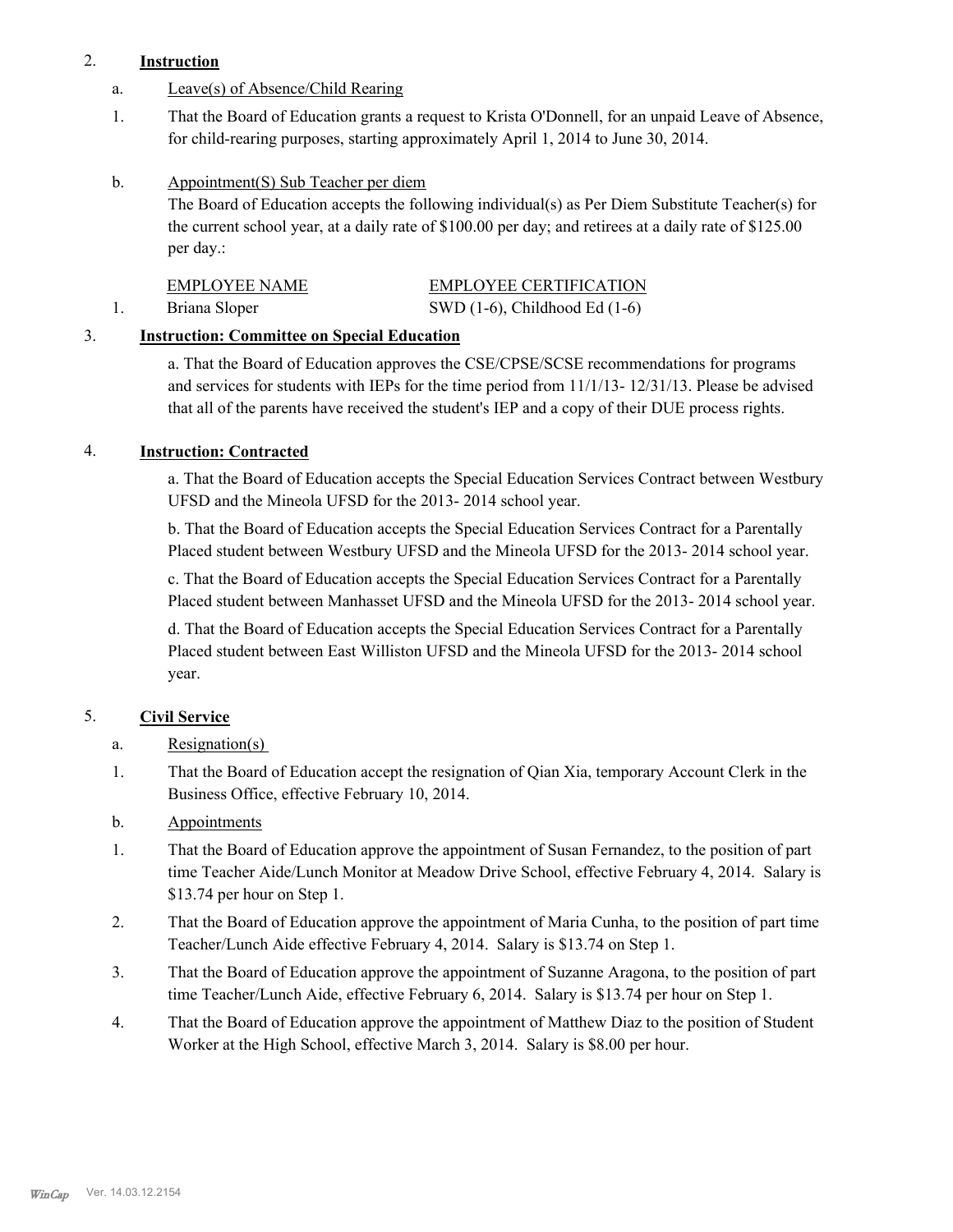2. **Instruction**

a. Leave(s) of Absence/Child Rearing

1. That the Board of Education grants a request to Krista O'Donnell, for an unpaid Leave of Absence, for child-rearing purposes, starting approximately April 1, 2014 to June 30, 2014.

b. Appointment(S) Sub Teacher per diem

The Board of Education accepts the following individual(s) as Per Diem Substitute Teacher(s) for the current school year, at a daily rate of $100.00 per day; and retirees at a daily rate of $125.00 per day.:

| | EMPLOYEE NAME | EMPLOYEE CERTIFICATION |
|---|---|---|
| 1. | Briana Sloper | SWD (1-6), Childhood Ed (1-6) |

3. **Instruction: Committee on Special Education**

a. That the Board of Education approves the CSE/CPSE/SCSE recommendations for programs and services for students with IEPs for the time period from 11/1/13- 12/31/13. Please be advised that all of the parents have received the student's IEP and a copy of their DUE process rights.

4. **Instruction: Contracted**

a. That the Board of Education accepts the Special Education Services Contract between Westbury UFSD and the Mineola UFSD for the 2013- 2014 school year.

b. That the Board of Education accepts the Special Education Services Contract for a Parentally Placed student between Westbury UFSD and the Mineola UFSD for the 2013- 2014 school year.

c. That the Board of Education accepts the Special Education Services Contract for a Parentally Placed student between Manhasset UFSD and the Mineola UFSD for the 2013- 2014 school year.

d. That the Board of Education accepts the Special Education Services Contract for a Parentally Placed student between East Williston UFSD and the Mineola UFSD for the 2013- 2014 school year.

5. **Civil Service**

a. Resignation(s)

1. That the Board of Education accept the resignation of Qian Xia, temporary Account Clerk in the Business Office, effective February 10, 2014.

b. Appointments

1. That the Board of Education approve the appointment of Susan Fernandez, to the position of part time Teacher Aide/Lunch Monitor at Meadow Drive School, effective February 4, 2014. Salary is $13.74 per hour on Step 1.
2. That the Board of Education approve the appointment of Maria Cunha, to the position of part time Teacher/Lunch Aide effective February 4, 2014. Salary is $13.74 on Step 1.
3. That the Board of Education approve the appointment of Suzanne Aragona, to the position of part time Teacher/Lunch Aide, effective February 6, 2014. Salary is $13.74 per hour on Step 1.
4. That the Board of Education approve the appointment of Matthew Diaz to the position of Student Worker at the High School, effective March 3, 2014. Salary is $8.00 per hour.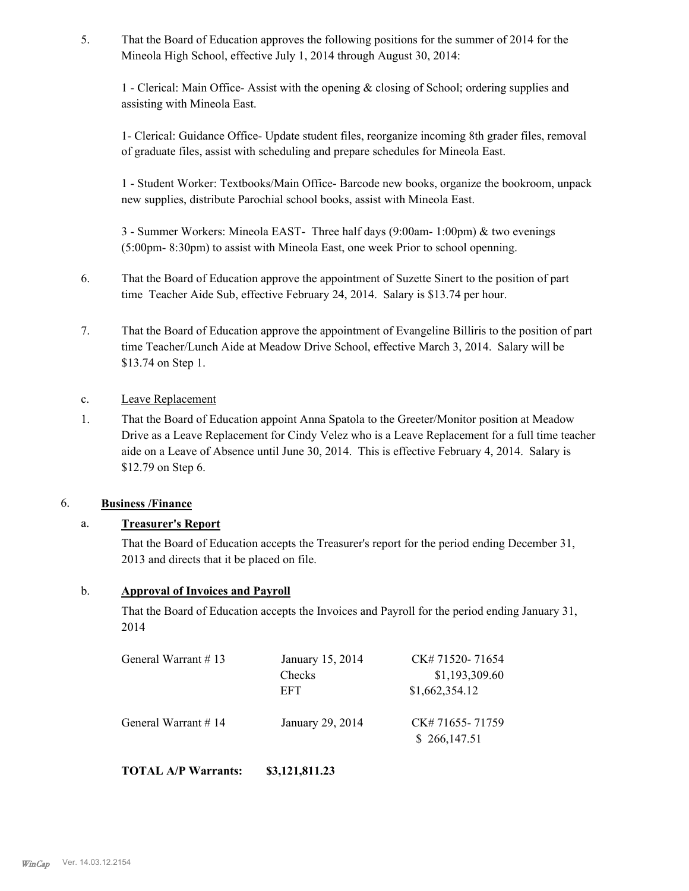5. That the Board of Education approves the following positions for the summer of 2014 for the Mineola High School, effective July 1, 2014 through August 30, 2014:

   1 - Clerical: Main Office- Assist with the opening & closing of School; ordering supplies and assisting with Mineola East.

   1- Clerical: Guidance Office- Update student files, reorganize incoming 8th grader files, removal of graduate files, assist with scheduling and prepare schedules for Mineola East.

   1 - Student Worker: Textbooks/Main Office- Barcode new books, organize the bookroom, unpack new supplies, distribute Parochial school books, assist with Mineola East.

   3 - Summer Workers: Mineola EAST- Three half days (9:00am- 1:00pm) & two evenings (5:00pm- 8:30pm) to assist with Mineola East, one week Prior to school openning.

6. That the Board of Education approve the appointment of Suzette Sinert to the position of part time Teacher Aide Sub, effective February 24, 2014. Salary is $13.74 per hour.

7. That the Board of Education approve the appointment of Evangeline Billiris to the position of part time Teacher/Lunch Aide at Meadow Drive School, effective March 3, 2014. Salary will be $13.74 on Step 1.

c. Leave Replacement

1. That the Board of Education appoint Anna Spatola to the Greeter/Monitor position at Meadow Drive as a Leave Replacement for Cindy Velez who is a Leave Replacement for a full time teacher aide on a Leave of Absence until June 30, 2014. This is effective February 4, 2014. Salary is $12.79 on Step 6.

## 6. **Business /Finance**

### a. **Treasurer's Report**

That the Board of Education accepts the Treasurer's report for the period ending December 31, 2013 and directs that it be placed on file.

### b. **Approval of Invoices and Payroll**

That the Board of Education accepts the Invoices and Payroll for the period ending January 31, 2014

| | | |
|---|---|---|
| General Warrant # 13 | January 15, 2014 | CK# 71520- 71654 |
| | Checks | $1,193,309.60 |
| | EFT | $1,662,354.12 |
| General Warrant # 14 | January 29, 2014 | CK# 71655- 71759 |
| | | $ 266,147.51 |

**TOTAL A/P Warrants: $3,121,811.23**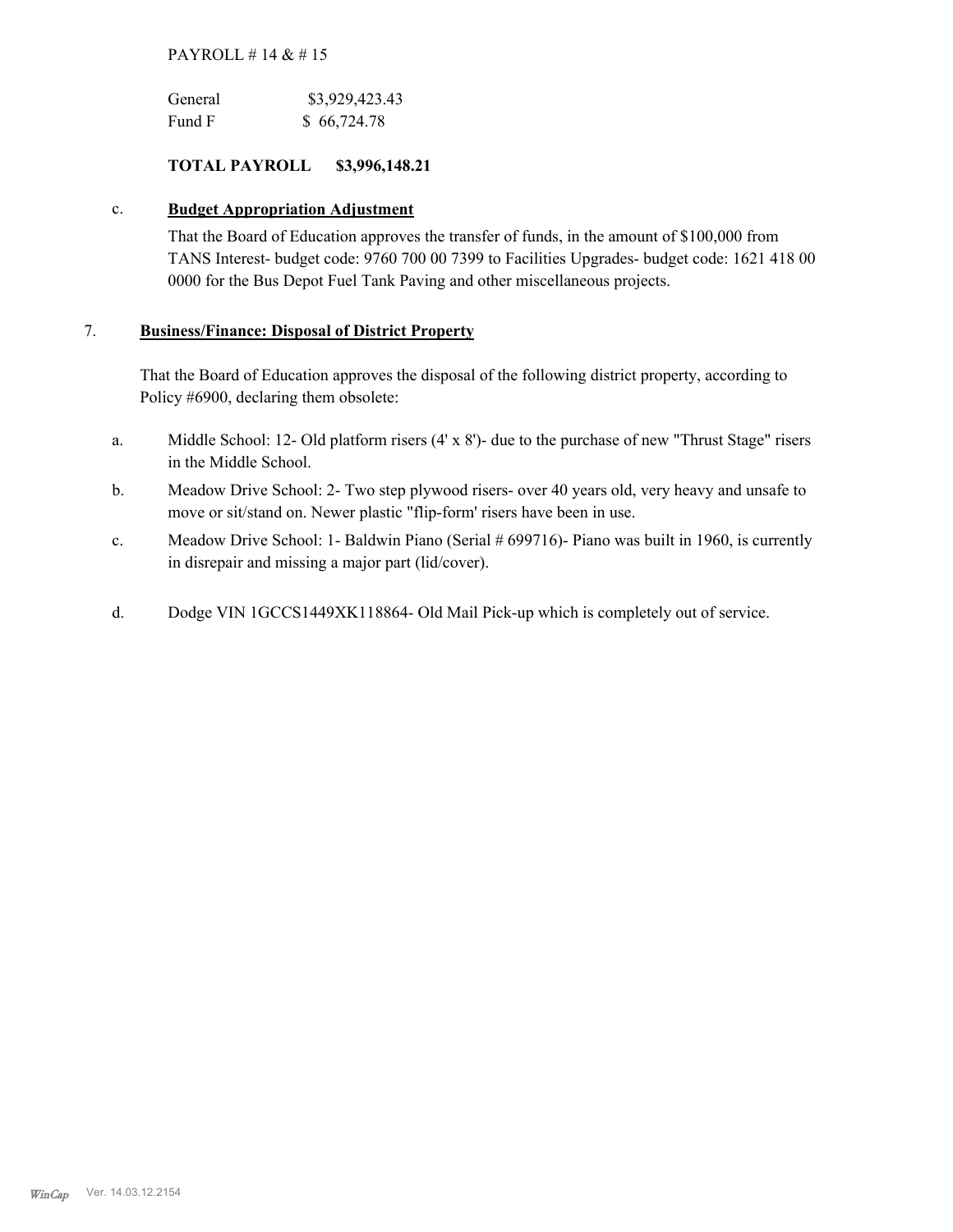PAYROLL # 14 & # 15

| | |
|---|---|
| General | $3,929,423.43 |
| Fund F | $ 66,724.78 |

**TOTAL PAYROLL $3,996,148.21**

c. **Budget Appropriation Adjustment**

That the Board of Education approves the transfer of funds, in the amount of $100,000 from TANS Interest- budget code: 9760 700 00 7399 to Facilities Upgrades- budget code: 1621 418 00 0000 for the Bus Depot Fuel Tank Paving and other miscellaneous projects.

7. **Business/Finance: Disposal of District Property**

That the Board of Education approves the disposal of the following district property, according to Policy #6900, declaring them obsolete:

a. Middle School: 12- Old platform risers (4' x 8')- due to the purchase of new "Thrust Stage" risers in the Middle School.

b. Meadow Drive School: 2- Two step plywood risers- over 40 years old, very heavy and unsafe to move or sit/stand on. Newer plastic "flip-form' risers have been in use.

c. Meadow Drive School: 1- Baldwin Piano (Serial # 699716)- Piano was built in 1960, is currently in disrepair and missing a major part (lid/cover).

d. Dodge VIN 1GCCS1449XK118864- Old Mail Pick-up which is completely out of service.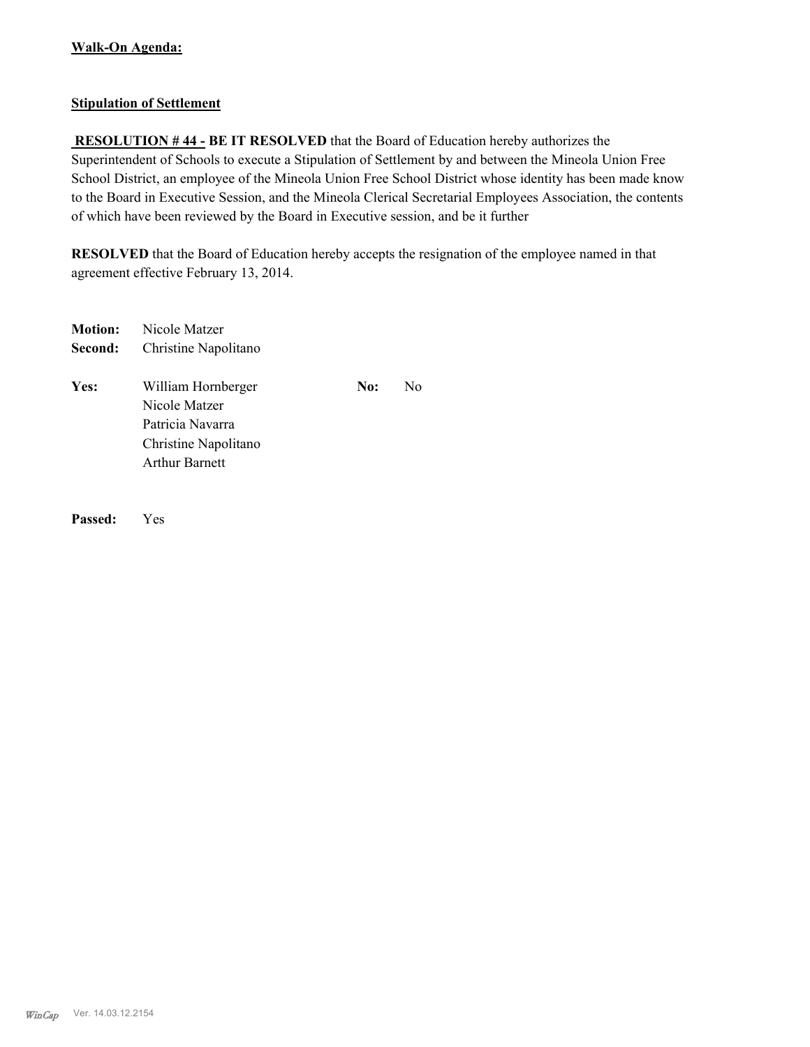**Walk-On Agenda:**

**Stipulation of Settlement**

**RESOLUTION # 44 - BE IT RESOLVED** that the Board of Education hereby authorizes the Superintendent of Schools to execute a Stipulation of Settlement by and between the Mineola Union Free School District, an employee of the Mineola Union Free School District whose identity has been made know to the Board in Executive Session, and the Mineola Clerical Secretarial Employees Association, the contents of which have been reviewed by the Board in Executive session, and be it further

**RESOLVED** that the Board of Education hereby accepts the resignation of the employee named in that agreement effective February 13, 2014.

**Motion:** Nicole Matzer
**Second:** Christine Napolitano

**Yes:** William Hornberger
Nicole Matzer
Patricia Navarra
Christine Napolitano
Arthur Barnett

**No:** No

**Passed:** Yes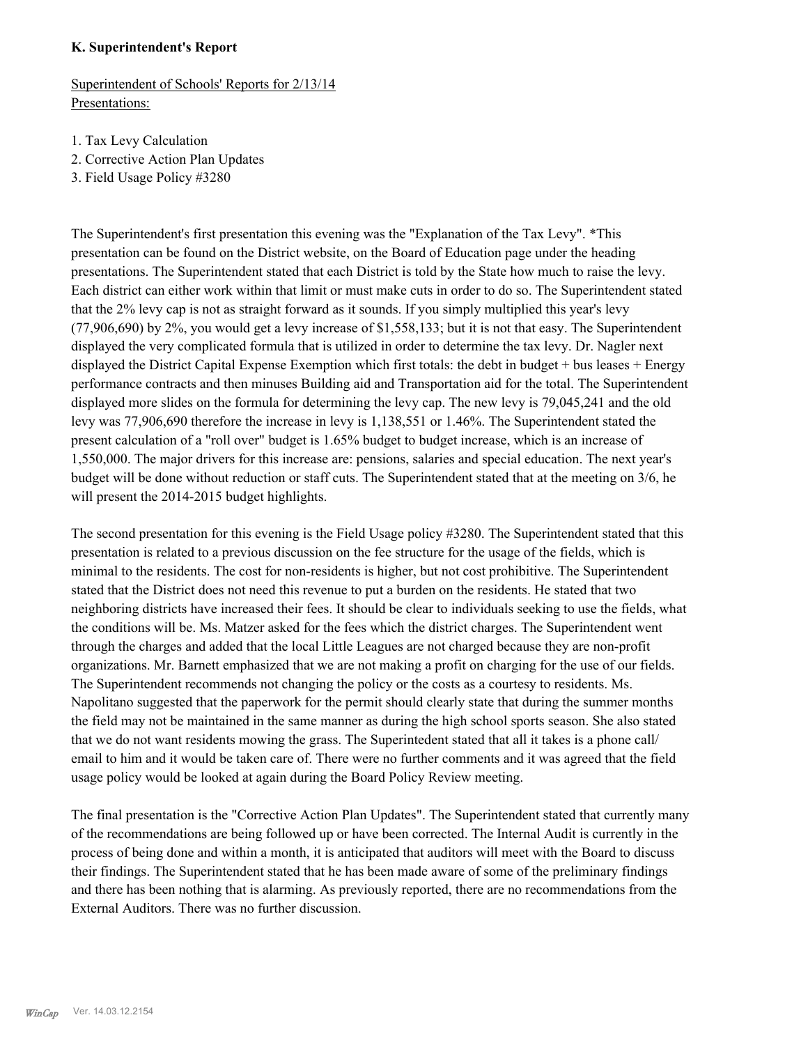## K. Superintendent's Report

Superintendent of Schools' Reports for 2/13/14
Presentations:

1. Tax Levy Calculation
2. Corrective Action Plan Updates
3. Field Usage Policy #3280

The Superintendent's first presentation this evening was the "Explanation of the Tax Levy". *This presentation can be found on the District website, on the Board of Education page under the heading presentations. The Superintendent stated that each District is told by the State how much to raise the levy. Each district can either work within that limit or must make cuts in order to do so. The Superintendent stated that the 2% levy cap is not as straight forward as it sounds. If you simply multiplied this year's levy (77,906,690) by 2%, you would get a levy increase of $1,558,133; but it is not that easy. The Superintendent displayed the very complicated formula that is utilized in order to determine the tax levy. Dr. Nagler next displayed the District Capital Expense Exemption which first totals: the debt in budget + bus leases + Energy performance contracts and then minuses Building aid and Transportation aid for the total. The Superintendent displayed more slides on the formula for determining the levy cap. The new levy is 79,045,241 and the old levy was 77,906,690 therefore the increase in levy is 1,138,551 or 1.46%. The Superintendent stated the present calculation of a "roll over" budget is 1.65% budget to budget increase, which is an increase of 1,550,000. The major drivers for this increase are: pensions, salaries and special education. The next year's budget will be done without reduction or staff cuts. The Superintendent stated that at the meeting on 3/6, he will present the 2014-2015 budget highlights.

The second presentation for this evening is the Field Usage policy #3280. The Superintendent stated that this presentation is related to a previous discussion on the fee structure for the usage of the fields, which is minimal to the residents. The cost for non-residents is higher, but not cost prohibitive. The Superintendent stated that the District does not need this revenue to put a burden on the residents. He stated that two neighboring districts have increased their fees. It should be clear to individuals seeking to use the fields, what the conditions will be. Ms. Matzer asked for the fees which the district charges. The Superintendent went through the charges and added that the local Little Leagues are not charged because they are non-profit organizations. Mr. Barnett emphasized that we are not making a profit on charging for the use of our fields. The Superintendent recommends not changing the policy or the costs as a courtesy to residents. Ms. Napolitano suggested that the paperwork for the permit should clearly state that during the summer months the field may not be maintained in the same manner as during the high school sports season. She also stated that we do not want residents mowing the grass. The Superintedent stated that all it takes is a phone call/ email to him and it would be taken care of. There were no further comments and it was agreed that the field usage policy would be looked at again during the Board Policy Review meeting.

The final presentation is the "Corrective Action Plan Updates". The Superintendent stated that currently many of the recommendations are being followed up or have been corrected. The Internal Audit is currently in the process of being done and within a month, it is anticipated that auditors will meet with the Board to discuss their findings. The Superintendent stated that he has been made aware of some of the preliminary findings and there has been nothing that is alarming. As previously reported, there are no recommendations from the External Auditors. There was no further discussion.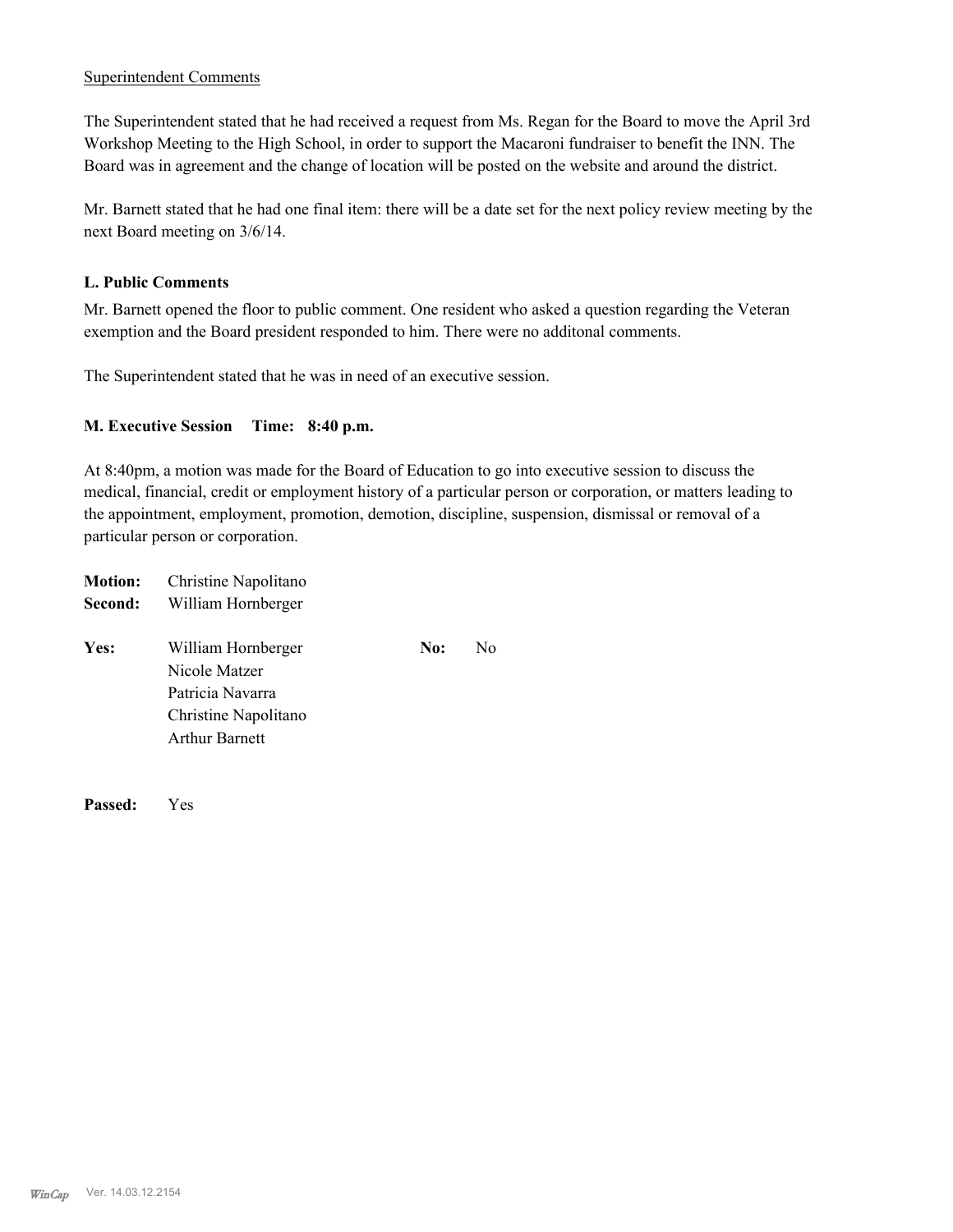Superintendent Comments

The Superintendent stated that he had received a request from Ms. Regan for the Board to move the April 3rd Workshop Meeting to the High School, in order to support the Macaroni fundraiser to benefit the INN. The Board was in agreement and the change of location will be posted on the website and around the district.

Mr. Barnett stated that he had one final item: there will be a date set for the next policy review meeting by the next Board meeting on 3/6/14.

**L. Public Comments**

Mr. Barnett opened the floor to public comment. One resident who asked a question regarding the Veteran exemption and the Board president responded to him. There were no additonal comments.

The Superintendent stated that he was in need of an executive session.

**M. Executive Session Time: 8:40 p.m.**

At 8:40pm, a motion was made for the Board of Education to go into executive session to discuss the medical, financial, credit or employment history of a particular person or corporation, or matters leading to the appointment, employment, promotion, demotion, discipline, suspension, dismissal or removal of a particular person or corporation.

**Motion:** Christine Napolitano
**Second:** William Hornberger

**Yes:** William Hornberger
Nicole Matzer
Patricia Navarra
Christine Napolitano
Arthur Barnett

**No:** No

**Passed:** Yes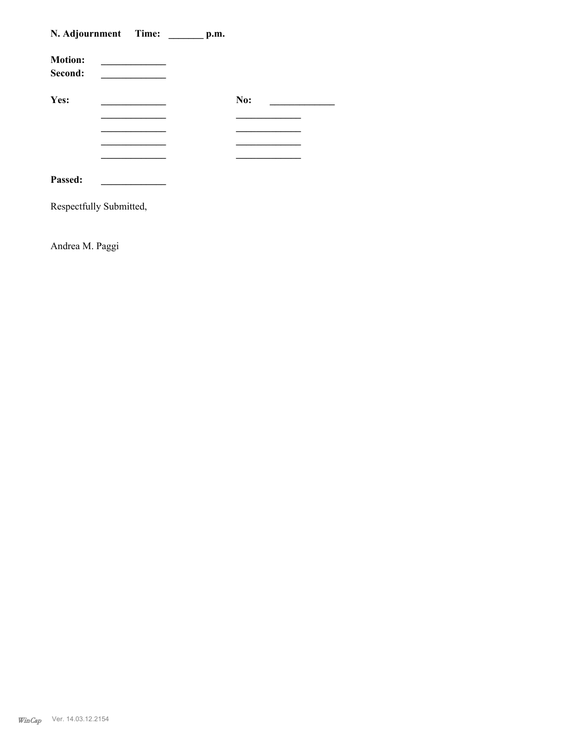**N. Adjournment Time: _______ p.m.**

**Motion:** _____________
**Second:** _____________

| | | | |
|---|---|---|---|
| **Yes:** | _____________ | **No:** | _____________ |
| | _____________ | | _____________ |
| | _____________ | | _____________ |
| | _____________ | | _____________ |
| | _____________ | | _____________ |

**Passed:** _____________

Respectfully Submitted,

Andrea M. Paggi